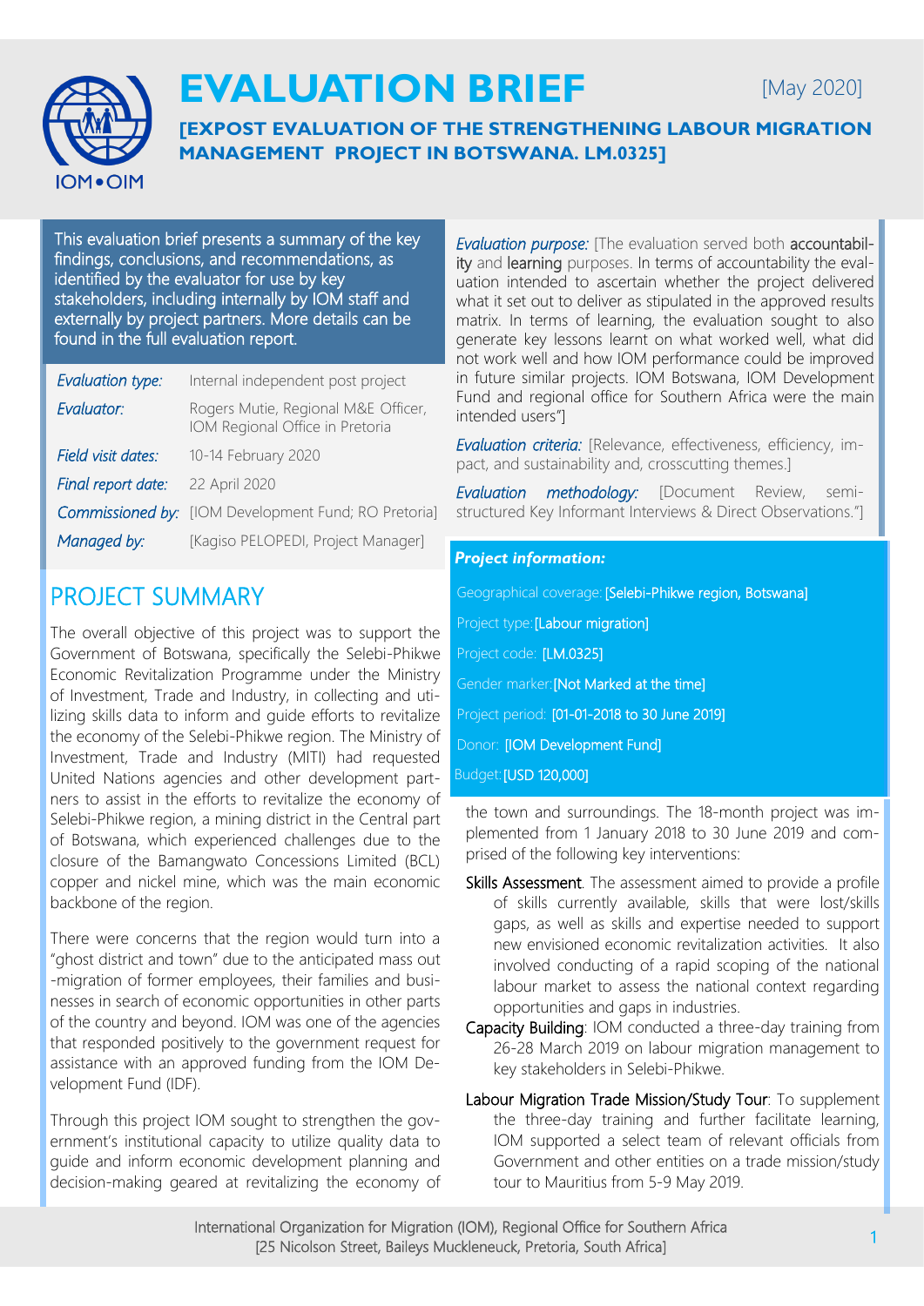# EVALUATION BRIEF

[May 2020]

## [EXPOST EVALUATION OF THE STRENGTHENING LABOUR MIGRATION MANAGEMENT PROJECT IN BOTSWANA. LM.0325]

This evaluation brief presents a summary of the key findings, conclusions, and recommendations, as identified by the evaluator for use by key stakeholders, including internally by IOM staff and externally by project partners. More details can be found in the full evaluation report.

| | |
|---|---|
| *Evaluation type:* | Internal independent post project |
| *Evaluator:* | Rogers Mutie, Regional M&E Officer, IOM Regional Office in Pretoria |
| *Field visit dates:* | 10-14 February 2020 |
| *Final report date:* | 22 April 2020 |
| *Commissioned by:* | [IOM Development Fund; RO Pretoria] |
| *Managed by:* | [Kagiso PELOPEDI, Project Manager] |

*Evaluation purpose:* [The evaluation served both **accountability** and **learning** purposes. In terms of accountability the evaluation intended to ascertain whether the project delivered what it set out to deliver as stipulated in the approved results matrix. In terms of learning, the evaluation sought to also generate key lessons learnt on what worked well, what did not work well and how IOM performance could be improved in future similar projects. IOM Botswana, IOM Development Fund and regional office for Southern Africa were the main intended users"]

*Evaluation criteria:* [Relevance, effectiveness, efficiency, impact, and sustainability and, crosscutting themes.]

*Evaluation methodology:* [Document Review, semi-structured Key Informant Interviews & Direct Observations."]

**Project information:**

- Geographical coverage: [Selebi-Phikwe region, Botswana]
- Project type: [Labour migration]
- Project code: [LM.0325]
- Gender marker: [Not Marked at the time]
- Project period: [01-01-2018 to 30 June 2019]
- Donor: [IOM Development Fund]
- Budget: [USD 120,000]

## PROJECT SUMMARY

The overall objective of this project was to support the Government of Botswana, specifically the Selebi-Phikwe Economic Revitalization Programme under the Ministry of Investment, Trade and Industry, in collecting and utilizing skills data to inform and guide efforts to revitalize the economy of the Selebi-Phikwe region. The Ministry of Investment, Trade and Industry (MITI) had requested United Nations agencies and other development partners to assist in the efforts to revitalize the economy of Selebi-Phikwe region, a mining district in the Central part of Botswana, which experienced challenges due to the closure of the Bamangwato Concessions Limited (BCL) copper and nickel mine, which was the main economic backbone of the region.

There were concerns that the region would turn into a "ghost district and town" due to the anticipated mass out-migration of former employees, their families and businesses in search of economic opportunities in other parts of the country and beyond. IOM was one of the agencies that responded positively to the government request for assistance with an approved funding from the IOM Development Fund (IDF).

Through this project IOM sought to strengthen the government's institutional capacity to utilize quality data to guide and inform economic development planning and decision-making geared at revitalizing the economy of the town and surroundings. The 18-month project was implemented from 1 January 2018 to 30 June 2019 and comprised of the following key interventions:

- Skills Assessment. The assessment aimed to provide a profile of skills currently available, skills that were lost/skills gaps, as well as skills and expertise needed to support new envisioned economic revitalization activities. It also involved conducting of a rapid scoping of the national labour market to assess the national context regarding opportunities and gaps in industries.
- Capacity Building: IOM conducted a three-day training from 26-28 March 2019 on labour migration management to key stakeholders in Selebi-Phikwe.
- Labour Migration Trade Mission/Study Tour: To supplement the three-day training and further facilitate learning, IOM supported a select team of relevant officials from Government and other entities on a trade mission/study tour to Mauritius from 5-9 May 2019.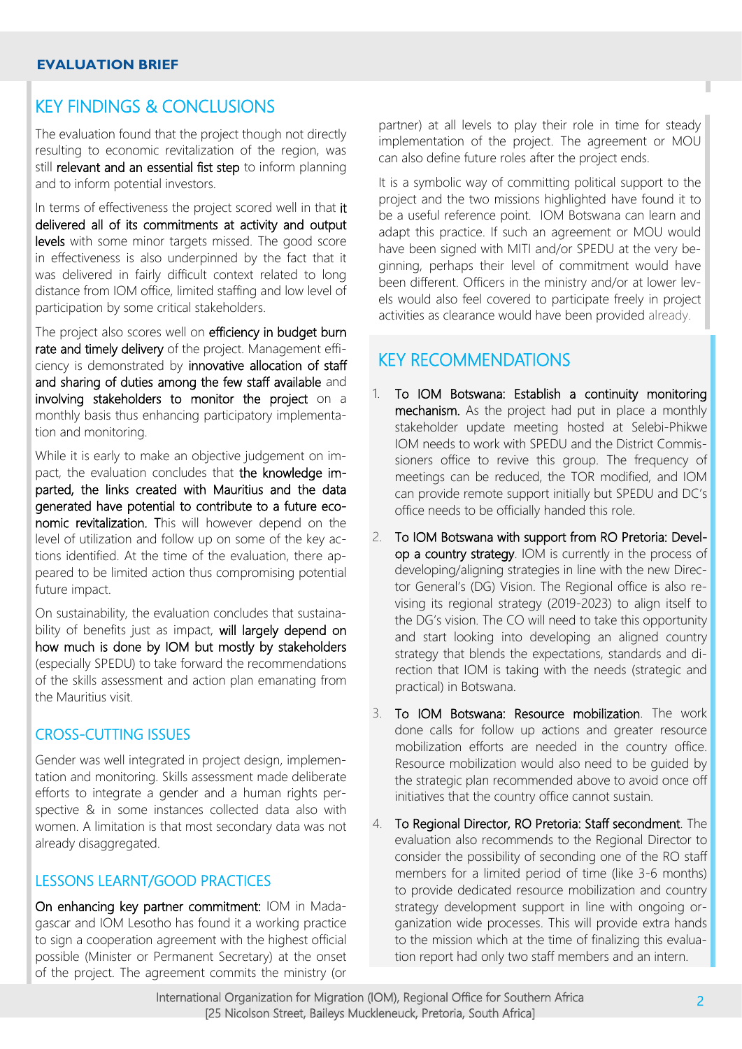## KEY FINDINGS & CONCLUSIONS

The evaluation found that the project though not directly resulting to economic revitalization of the region, was still **relevant and an essential fist step** to inform planning and to inform potential investors.

In terms of effectiveness the project scored well in that **it delivered all of its commitments at activity and output levels** with some minor targets missed. The good score in effectiveness is also underpinned by the fact that it was delivered in fairly difficult context related to long distance from IOM office, limited staffing and low level of participation by some critical stakeholders.

The project also scores well on **efficiency in budget burn rate and timely delivery** of the project. Management efficiency is demonstrated by **innovative allocation of staff and sharing of duties among the few staff available** and **involving stakeholders to monitor the project** on a monthly basis thus enhancing participatory implementation and monitoring.

While it is early to make an objective judgement on impact, the evaluation concludes that **the knowledge imparted, the links created with Mauritius and the data generated have potential to contribute to a future economic revitalization.** This will however depend on the level of utilization and follow up on some of the key actions identified. At the time of the evaluation, there appeared to be limited action thus compromising potential future impact.

On sustainability, the evaluation concludes that sustainability of benefits just as impact, **will largely depend on how much is done by IOM but mostly by stakeholders** (especially SPEDU) to take forward the recommendations of the skills assessment and action plan emanating from the Mauritius visit.

## CROSS-CUTTING ISSUES

Gender was well integrated in project design, implementation and monitoring. Skills assessment made deliberate efforts to integrate a gender and a human rights perspective & in some instances collected data also with women. A limitation is that most secondary data was not already disaggregated.

## LESSONS LEARNT/GOOD PRACTICES

**On enhancing key partner commitment:** IOM in Madagascar and IOM Lesotho has found it a working practice to sign a cooperation agreement with the highest official possible (Minister or Permanent Secretary) at the onset of the project. The agreement commits the ministry (or partner) at all levels to play their role in time for steady implementation of the project. The agreement or MOU can also define future roles after the project ends.

It is a symbolic way of committing political support to the project and the two missions highlighted have found it to be a useful reference point. IOM Botswana can learn and adapt this practice. If such an agreement or MOU would have been signed with MITI and/or SPEDU at the very beginning, perhaps their level of commitment would have been different. Officers in the ministry and/or at lower levels would also feel covered to participate freely in project activities as clearance would have been provided already.

## KEY RECOMMENDATIONS

1. **To IOM Botswana: Establish a continuity monitoring mechanism.** As the project had put in place a monthly stakeholder update meeting hosted at Selebi-Phikwe IOM needs to work with SPEDU and the District Commissioners office to revive this group. The frequency of meetings can be reduced, the TOR modified, and IOM can provide remote support initially but SPEDU and DC's office needs to be officially handed this role.
2. **To IOM Botswana with support from RO Pretoria: Develop a country strategy**. IOM is currently in the process of developing/aligning strategies in line with the new Director General's (DG) Vision. The Regional office is also revising its regional strategy (2019-2023) to align itself to the DG's vision. The CO will need to take this opportunity and start looking into developing an aligned country strategy that blends the expectations, standards and direction that IOM is taking with the needs (strategic and practical) in Botswana.
3. **To IOM Botswana: Resource mobilization**. The work done calls for follow up actions and greater resource mobilization efforts are needed in the country office. Resource mobilization would also need to be guided by the strategic plan recommended above to avoid once off initiatives that the country office cannot sustain.
4. **To Regional Director, RO Pretoria: Staff secondment**. The evaluation also recommends to the Regional Director to consider the possibility of seconding one of the RO staff members for a limited period of time (like 3-6 months) to provide dedicated resource mobilization and country strategy development support in line with ongoing organization wide processes. This will provide extra hands to the mission which at the time of finalizing this evaluation report had only two staff members and an intern.